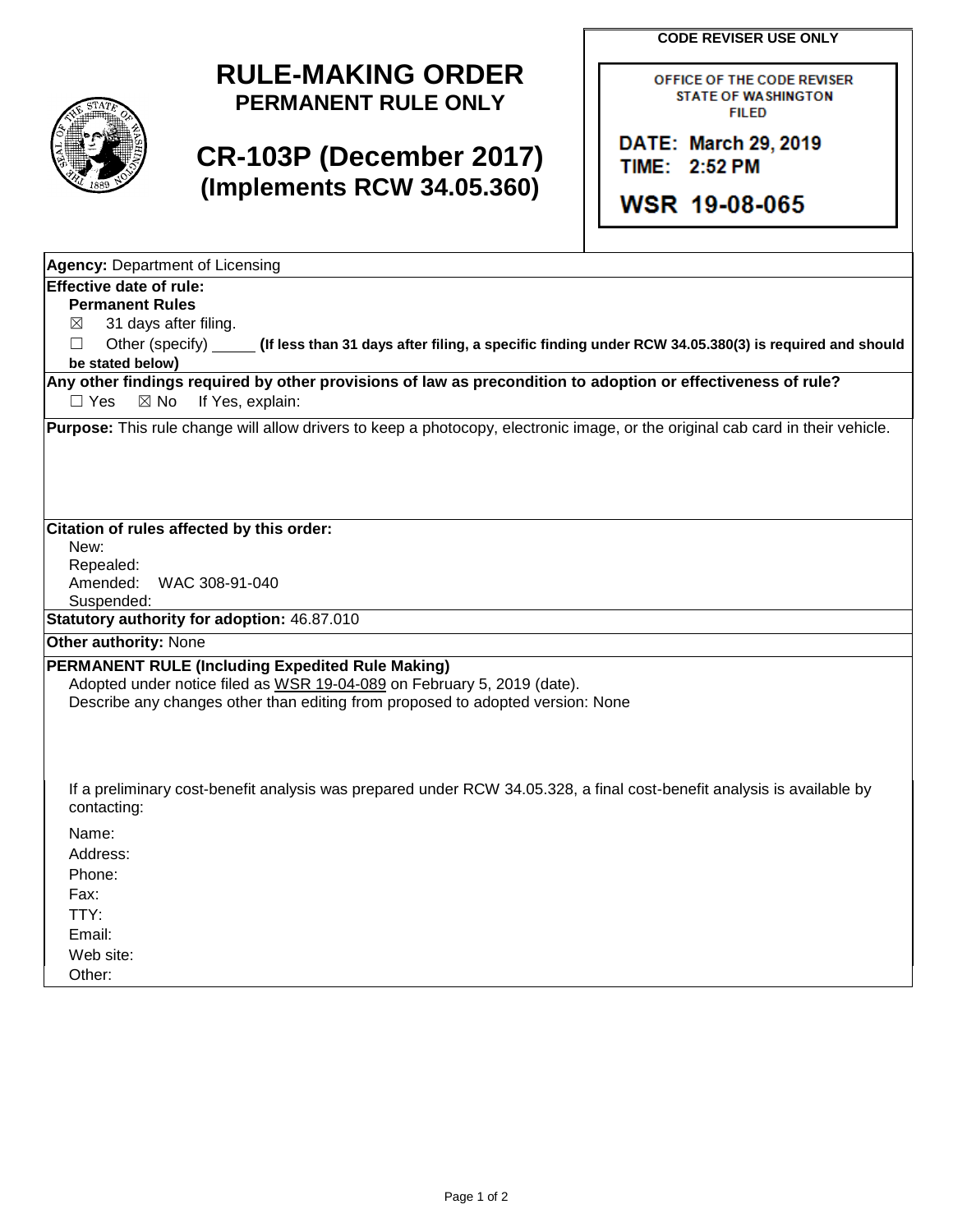# RULE-MAKING ORDER
**PERMANENT RULE ONLY**

# CR-103P (December 2017)
**(Implements RCW 34.05.360)**

**CODE REVISER USE ONLY**

OFFICE OF THE CODE REVISER
STATE OF WASHINGTON
FILED

DATE: March 29, 2019
TIME: 2:52 PM

WSR 19-08-065

**Agency:** Department of Licensing

**Effective date of rule:**

**Permanent Rules**

☒ 31 days after filing.

☐ Other (specify) _____ **(If less than 31 days after filing, a specific finding under RCW 34.05.380(3) is required and should be stated below)**

**Any other findings required by other provisions of law as precondition to adoption or effectiveness of rule?**

☐ Yes ☒ No If Yes, explain:

**Purpose:** This rule change will allow drivers to keep a photocopy, electronic image, or the original cab card in their vehicle.

**Citation of rules affected by this order:**

New:
Repealed:
Amended: WAC 308-91-040
Suspended:

**Statutory authority for adoption:** 46.87.010

**Other authority:** None

**PERMANENT RULE (Including Expedited Rule Making)**

Adopted under notice filed as WSR 19-04-089 on February 5, 2019 (date).

Describe any changes other than editing from proposed to adopted version: None

If a preliminary cost-benefit analysis was prepared under RCW 34.05.328, a final cost-benefit analysis is available by contacting:

Name:
Address:
Phone:
Fax:
TTY:
Email:
Web site:
Other: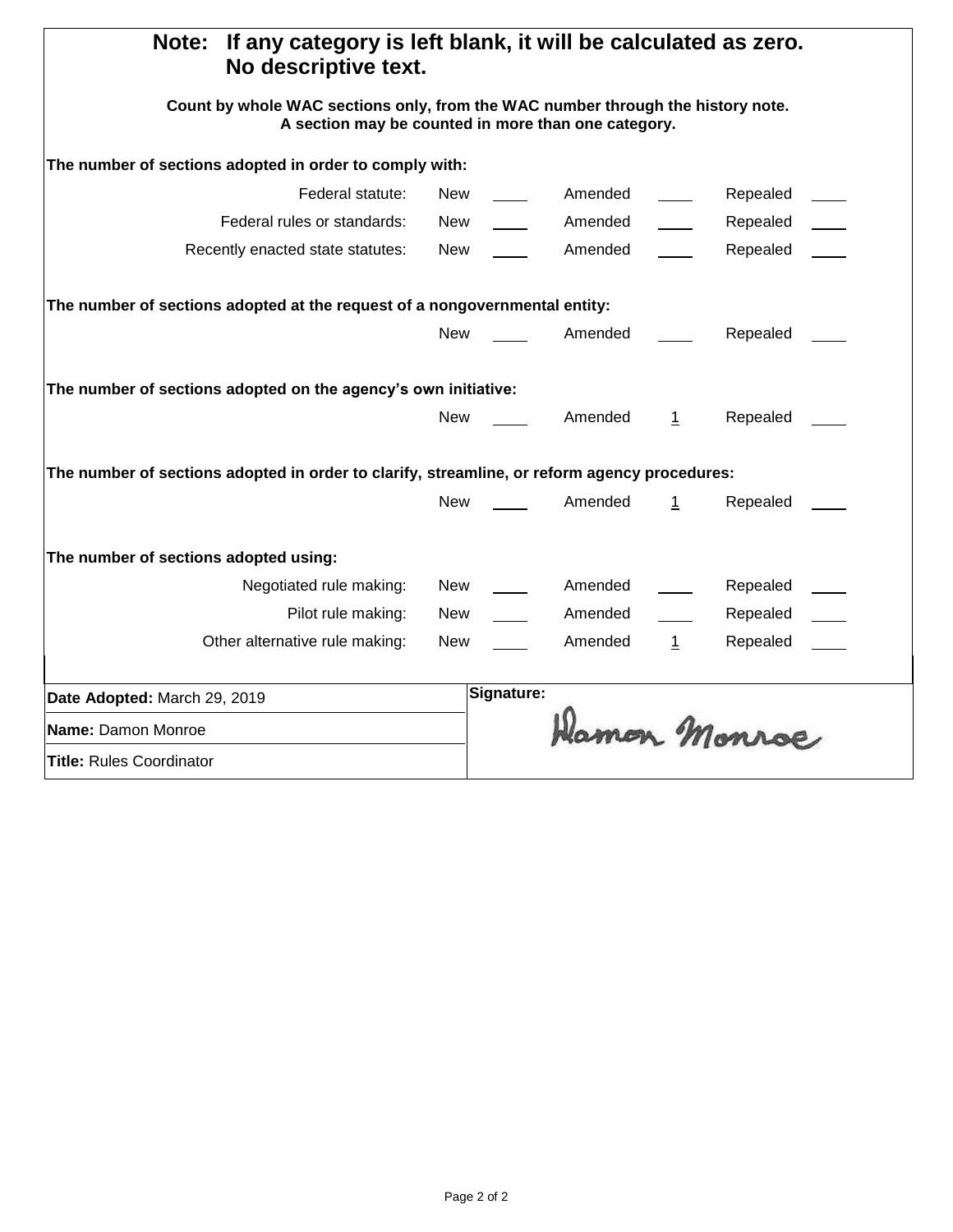**Note: If any category is left blank, it will be calculated as zero. No descriptive text.**

**Count by whole WAC sections only, from the WAC number through the history note. A section may be counted in more than one category.**

**The number of sections adopted in order to comply with:**

| | | | | | | |
|---|---|---|---|---|---|---|
| Federal statute: | New | | Amended | | Repealed | |
| Federal rules or standards: | New | | Amended | | Repealed | |
| Recently enacted state statutes: | New | | Amended | | Repealed | |

**The number of sections adopted at the request of a nongovernmental entity:**

| | | | | | |
|---|---|---|---|---|---|
| New | | Amended | | Repealed | |

**The number of sections adopted on the agency's own initiative:**

| | | | | | |
|---|---|---|---|---|---|
| New | | Amended | 1 | Repealed | |

**The number of sections adopted in order to clarify, streamline, or reform agency procedures:**

| | | | | | |
|---|---|---|---|---|---|
| New | | Amended | 1 | Repealed | |

**The number of sections adopted using:**

| | | | | | | |
|---|---|---|---|---|---|---|
| Negotiated rule making: | New | | Amended | | Repealed | |
| Pilot rule making: | New | | Amended | | Repealed | |
| Other alternative rule making: | New | | Amended | 1 | Repealed | |

| | |
|---|---|
| **Date Adopted:** March 29, 2019 | **Signature:** Damon Monroe |
| **Name:** Damon Monroe | |
| **Title:** Rules Coordinator | |